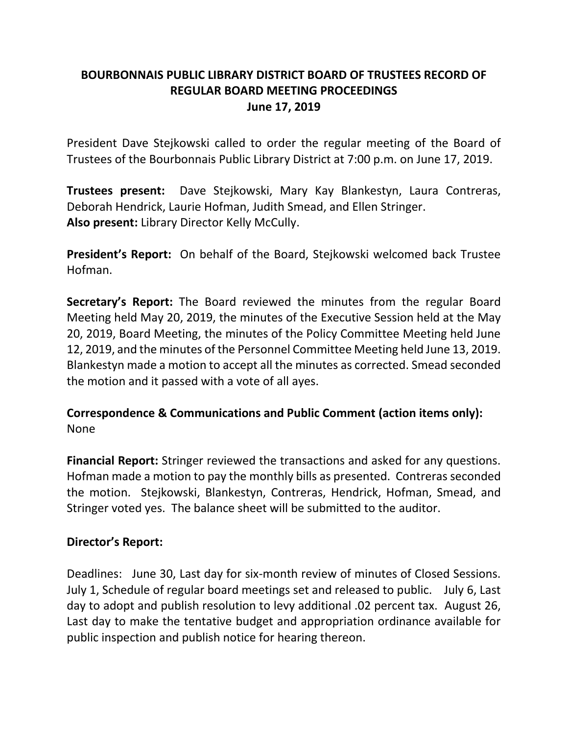# BOURBONNAIS PUBLIC LIBRARY DISTRICT BOARD OF TRUSTEES RECORD OF REGULAR BOARD MEETING PROCEEDINGS
## June 17, 2019

President Dave Stejkowski called to order the regular meeting of the Board of Trustees of the Bourbonnais Public Library District at 7:00 p.m. on June 17, 2019.

**Trustees present:** Dave Stejkowski, Mary Kay Blankestyn, Laura Contreras, Deborah Hendrick, Laurie Hofman, Judith Smead, and Ellen Stringer.
**Also present:** Library Director Kelly McCully.

**President's Report:** On behalf of the Board, Stejkowski welcomed back Trustee Hofman.

**Secretary's Report:** The Board reviewed the minutes from the regular Board Meeting held May 20, 2019, the minutes of the Executive Session held at the May 20, 2019, Board Meeting, the minutes of the Policy Committee Meeting held June 12, 2019, and the minutes of the Personnel Committee Meeting held June 13, 2019. Blankestyn made a motion to accept all the minutes as corrected. Smead seconded the motion and it passed with a vote of all ayes.

**Correspondence & Communications and Public Comment (action items only):** None

**Financial Report:** Stringer reviewed the transactions and asked for any questions. Hofman made a motion to pay the monthly bills as presented. Contreras seconded the motion. Stejkowski, Blankestyn, Contreras, Hendrick, Hofman, Smead, and Stringer voted yes. The balance sheet will be submitted to the auditor.

**Director's Report:**

Deadlines: June 30, Last day for six-month review of minutes of Closed Sessions. July 1, Schedule of regular board meetings set and released to public. July 6, Last day to adopt and publish resolution to levy additional .02 percent tax. August 26, Last day to make the tentative budget and appropriation ordinance available for public inspection and publish notice for hearing thereon.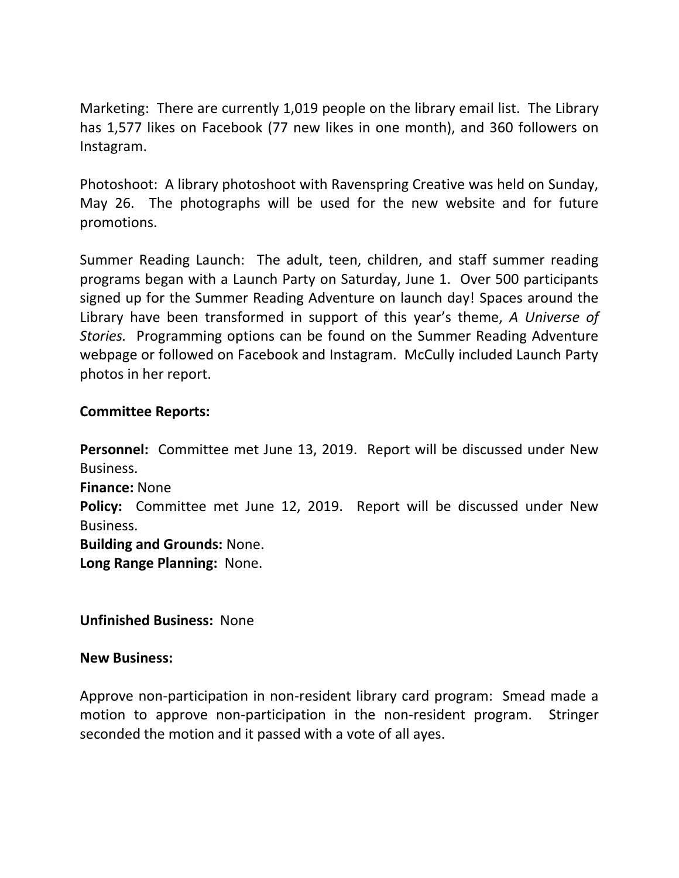Marketing: There are currently 1,019 people on the library email list. The Library has 1,577 likes on Facebook (77 new likes in one month), and 360 followers on Instagram.

Photoshoot: A library photoshoot with Ravenspring Creative was held on Sunday, May 26. The photographs will be used for the new website and for future promotions.

Summer Reading Launch: The adult, teen, children, and staff summer reading programs began with a Launch Party on Saturday, June 1. Over 500 participants signed up for the Summer Reading Adventure on launch day! Spaces around the Library have been transformed in support of this year's theme, *A Universe of Stories.* Programming options can be found on the Summer Reading Adventure webpage or followed on Facebook and Instagram. McCully included Launch Party photos in her report.

**Committee Reports:**

**Personnel:** Committee met June 13, 2019. Report will be discussed under New Business.
**Finance:** None
**Policy:** Committee met June 12, 2019. Report will be discussed under New Business.
**Building and Grounds:** None.
**Long Range Planning:** None.

**Unfinished Business:** None

**New Business:**

Approve non-participation in non-resident library card program: Smead made a motion to approve non-participation in the non-resident program. Stringer seconded the motion and it passed with a vote of all ayes.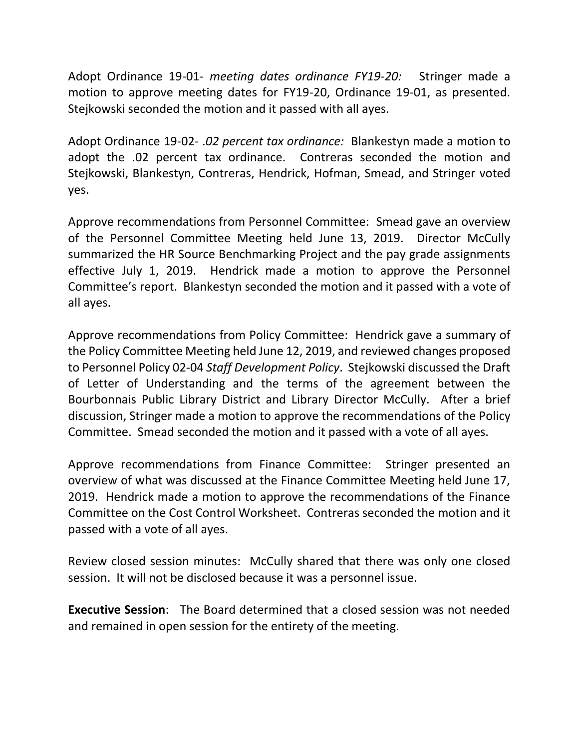Adopt Ordinance 19-01- *meeting dates ordinance FY19-20:* Stringer made a motion to approve meeting dates for FY19-20, Ordinance 19-01, as presented. Stejkowski seconded the motion and it passed with all ayes.

Adopt Ordinance 19-02- *.02 percent tax ordinance:* Blankestyn made a motion to adopt the .02 percent tax ordinance. Contreras seconded the motion and Stejkowski, Blankestyn, Contreras, Hendrick, Hofman, Smead, and Stringer voted yes.

Approve recommendations from Personnel Committee: Smead gave an overview of the Personnel Committee Meeting held June 13, 2019. Director McCully summarized the HR Source Benchmarking Project and the pay grade assignments effective July 1, 2019. Hendrick made a motion to approve the Personnel Committee's report. Blankestyn seconded the motion and it passed with a vote of all ayes.

Approve recommendations from Policy Committee: Hendrick gave a summary of the Policy Committee Meeting held June 12, 2019, and reviewed changes proposed to Personnel Policy 02-04 *Staff Development Policy*. Stejkowski discussed the Draft of Letter of Understanding and the terms of the agreement between the Bourbonnais Public Library District and Library Director McCully. After a brief discussion, Stringer made a motion to approve the recommendations of the Policy Committee. Smead seconded the motion and it passed with a vote of all ayes.

Approve recommendations from Finance Committee: Stringer presented an overview of what was discussed at the Finance Committee Meeting held June 17, 2019. Hendrick made a motion to approve the recommendations of the Finance Committee on the Cost Control Worksheet. Contreras seconded the motion and it passed with a vote of all ayes.

Review closed session minutes: McCully shared that there was only one closed session. It will not be disclosed because it was a personnel issue.

**Executive Session**: The Board determined that a closed session was not needed and remained in open session for the entirety of the meeting.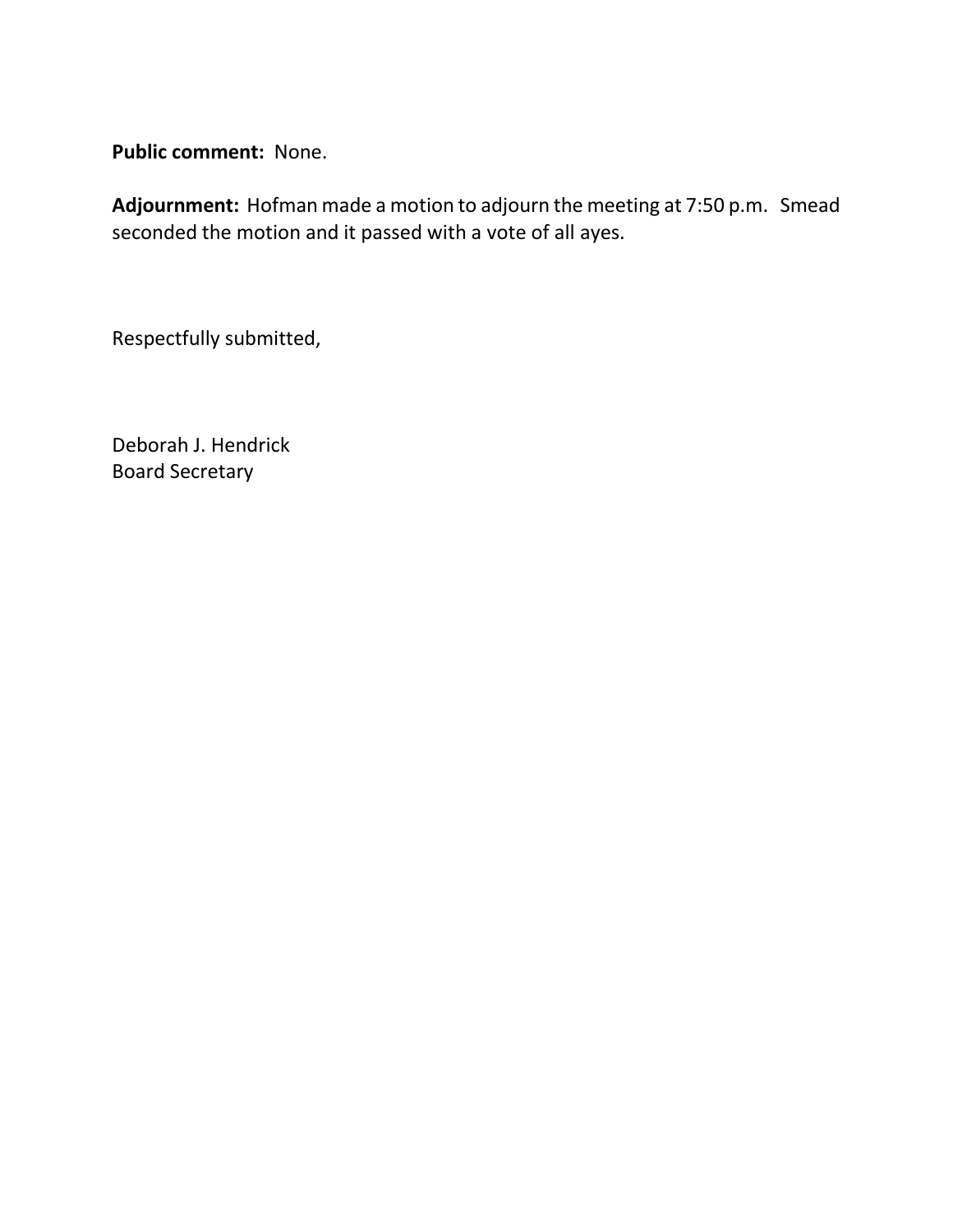**Public comment:** None.

**Adjournment:** Hofman made a motion to adjourn the meeting at 7:50 p.m. Smead seconded the motion and it passed with a vote of all ayes.

Respectfully submitted,

Deborah J. Hendrick
Board Secretary